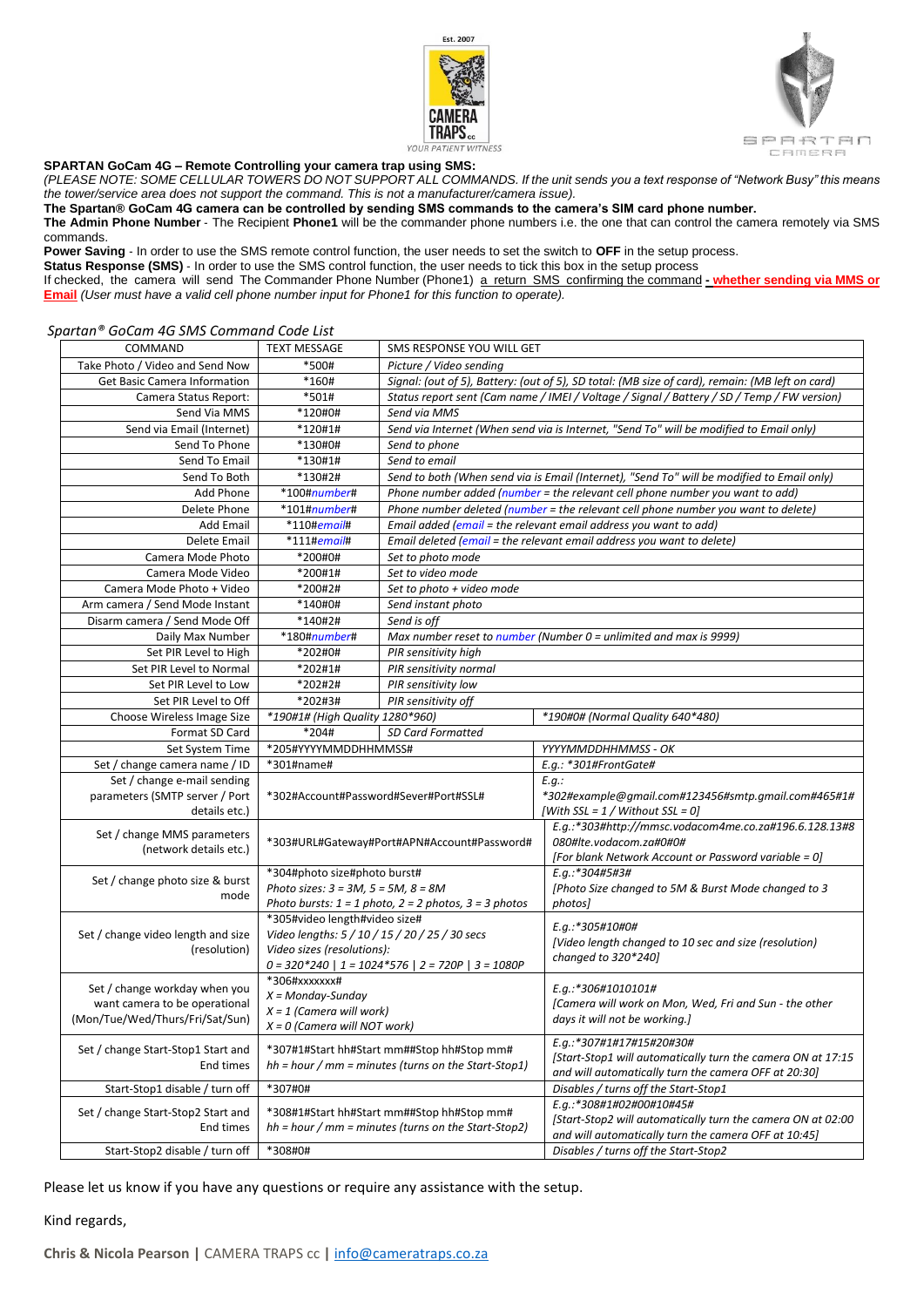**SPARTAN GoCam 4G – Remote Controlling your camera trap using SMS:**

*(PLEASE NOTE: SOME CELLULAR TOWERS DO NOT SUPPORT ALL COMMANDS. If the unit sends you a text response of "Network Busy" this means the tower/service area does not support the command. This is not a manufacturer/camera issue).*

**The Spartan® GoCam 4G camera can be controlled by sending SMS commands to the camera's SIM card phone number.**

**The Admin Phone Number** - The Recipient **Phone1** will be the commander phone numbers i.e. the one that can control the camera remotely via SMS commands.

**Power Saving** - In order to use the SMS remote control function, the user needs to set the switch to **OFF** in the setup process.

**Status Response (SMS)** - In order to use the SMS control function, the user needs to tick this box in the setup process

If checked, the camera will send The Commander Phone Number (Phone1) a return SMS confirming the command **- whether sending via MMS or Email** *(User must have a valid cell phone number input for Phone1 for this function to operate).*

*Spartan® GoCam 4G SMS Command Code List*

| COMMAND | TEXT MESSAGE | SMS RESPONSE YOU WILL GET |
|---|---|---|
| Take Photo / Video and Send Now | *500# | *Picture / Video sending* |
| Get Basic Camera Information | *160# | *Signal: (out of 5), Battery: (out of 5), SD total: (MB size of card), remain: (MB left on card)* |
| Camera Status Report: | *501# | *Status report sent (Cam name / IMEI / Voltage / Signal / Battery / SD / Temp / FW version)* |
| Send Via MMS | *120#0# | *Send via MMS* |
| Send via Email (Internet) | *120#1# | *Send via Internet (When send via is Internet, "Send To" will be modified to Email only)* |
| Send To Phone | *130#0# | *Send to phone* |
| Send To Email | *130#1# | *Send to email* |
| Send To Both | *130#2# | *Send to both (When send via is Email (Internet), "Send To" will be modified to Email only)* |
| Add Phone | *100#*number*# | *Phone number added (number = the relevant cell phone number you want to add)* |
| Delete Phone | *101#*number*# | *Phone number deleted (number = the relevant cell phone number you want to delete)* |
| Add Email | *110#*email*# | *Email added (email = the relevant email address you want to add)* |
| Delete Email | *111#*email*# | *Email deleted (email = the relevant email address you want to delete)* |
| Camera Mode Photo | *200#0# | *Set to photo mode* |
| Camera Mode Video | *200#1# | *Set to video mode* |
| Camera Mode Photo + Video | *200#2# | *Set to photo + video mode* |
| Arm camera / Send Mode Instant | *140#0# | *Send instant photo* |
| Disarm camera / Send Mode Off | *140#2# | *Send is off* |
| Daily Max Number | *180#*number*# | *Max number reset to number (Number 0 = unlimited and max is 9999)* |
| Set PIR Level to High | *202#0# | *PIR sensitivity high* |
| Set PIR Level to Normal | *202#1# | *PIR sensitivity normal* |
| Set PIR Level to Low | *202#2# | *PIR sensitivity low* |
| Set PIR Level to Off | *202#3# | *PIR sensitivity off* |
| Choose Wireless Image Size | *190#1# (High Quality 1280*960)* | *190#0# (Normal Quality 640*480)* |
| Format SD Card | *204# | *SD Card Formatted* |
| Set System Time | *205#YYYYMMDDHHMMSS# | *YYYYMMDDHHMMSS - OK* |
| Set / change camera name / ID | *301#name# | *E.g.: *301#FrontGate#* |
| Set / change e-mail sending parameters (SMTP server / Port details etc.) | *302#Account#Password#Sever#Port#SSL# | *E.g.: *302#example@gmail.com#123456#smtp.gmail.com#465#1# [With SSL = 1 / Without SSL = 0]* |
| Set / change MMS parameters (network details etc.) | *303#URL#Gateway#Port#APN#Account#Password# | *E.g.:*303#http://mmsc.vodacom4me.co.za#196.6.128.13#8080#lte.vodacom.za#0#0# [For blank Network Account or Password variable = 0]* |
| Set / change photo size & burst mode | *304#photo size#photo burst# *Photo sizes: 3 = 3M, 5 = 5M, 8 = 8M Photo bursts: 1 = 1 photo, 2 = 2 photos, 3 = 3 photos* | *E.g.:*304#5#3# [Photo Size changed to 5M & Burst Mode changed to 3 photos]* |
| Set / change video length and size (resolution) | *305#video length#video size# *Video lengths: 5 / 10 / 15 / 20 / 25 / 30 secs Video sizes (resolutions): 0 = 320*240 \| 1 = 1024*576 \| 2 = 720P \| 3 = 1080P* | *E.g.:*305#10#0# [Video length changed to 10 sec and size (resolution) changed to 320*240]* |
| Set / change workday when you want camera to be operational (Mon/Tue/Wed/Thurs/Fri/Sat/Sun) | *306#xxxxxxx# *X = Monday-Sunday X = 1 (Camera will work) X = 0 (Camera will NOT work)* | *E.g.:*306#1010101# [Camera will work on Mon, Wed, Fri and Sun - the other days it will not be working.]* |
| Set / change Start-Stop1 Start and End times | *307#1#Start hh#Start mm##Stop hh#Stop mm# *hh = hour / mm = minutes (turns on the Start-Stop1)* | *E.g.:*307#1#17#15#20#30# [Start-Stop1 will automatically turn the camera ON at 17:15 and will automatically turn the camera OFF at 20:30]* |
| Start-Stop1 disable / turn off | *307#0# | *Disables / turns off the Start-Stop1* |
| Set / change Start-Stop2 Start and End times | *308#1#Start hh#Start mm##Stop hh#Stop mm# *hh = hour / mm = minutes (turns on the Start-Stop2)* | *E.g.:*308#1#02#00#10#45# [Start-Stop2 will automatically turn the camera ON at 02:00 and will automatically turn the camera OFF at 10:45]* |
| Start-Stop2 disable / turn off | *308#0# | *Disables / turns off the Start-Stop2* |

Please let us know if you have any questions or require any assistance with the setup.

Kind regards,

**Chris & Nicola Pearson |** CAMERA TRAPS cc **|** info@cameratraps.co.za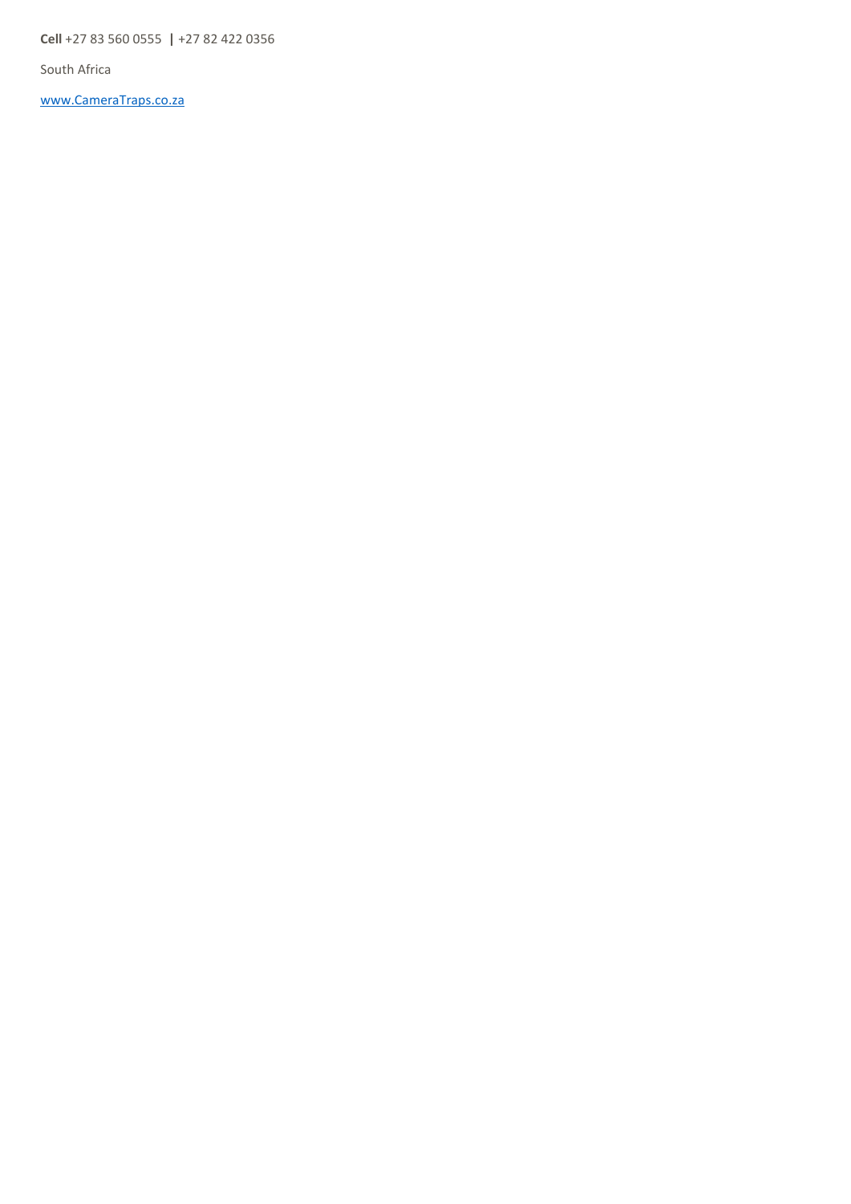**Cell** +27 83 560 0555 **|** +27 82 422 0356

South Africa

[www.CameraTraps.co.za](http://www.CameraTraps.co.za)